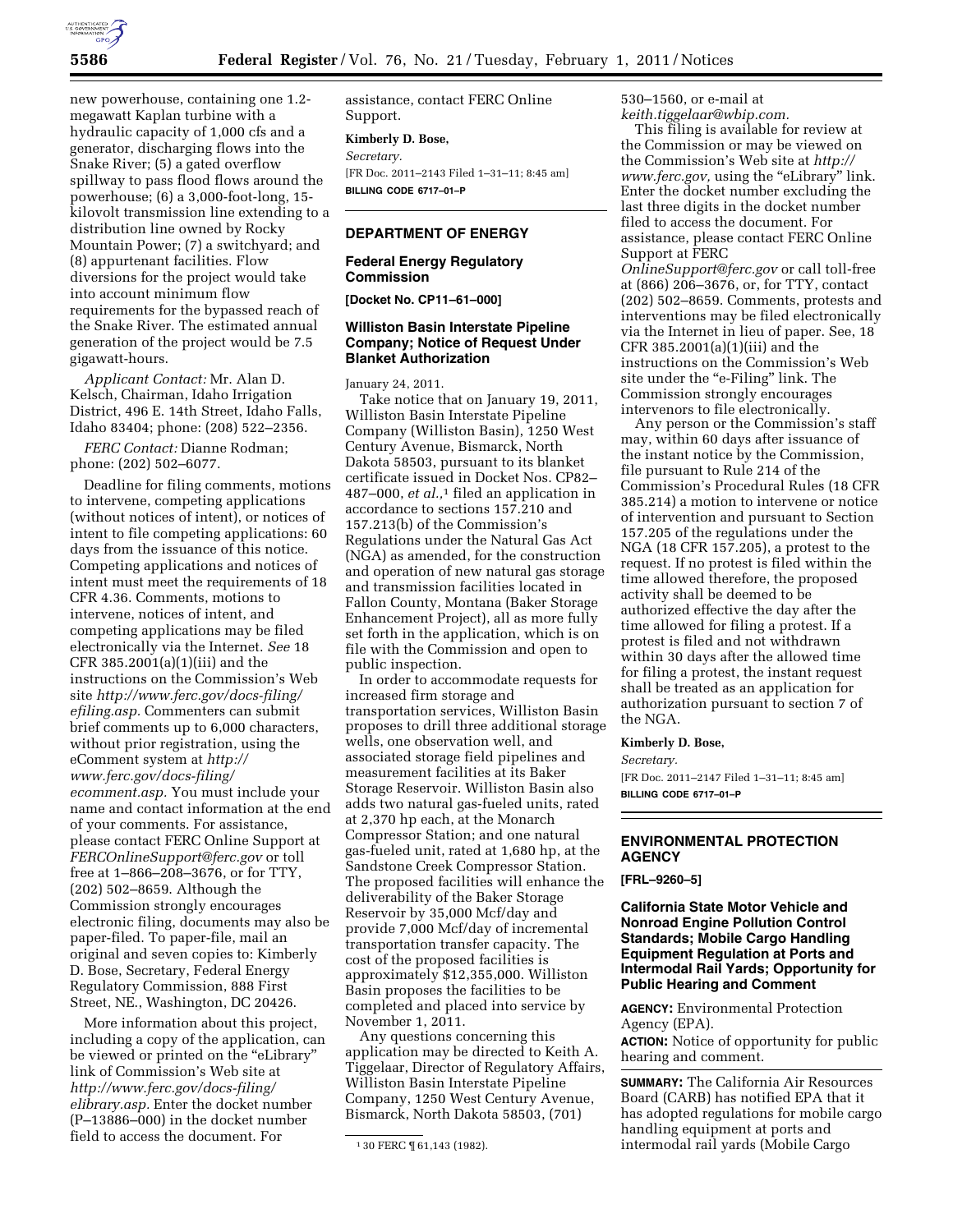new powerhouse, containing one 1.2-megawatt Kaplan turbine with a hydraulic capacity of 1,000 cfs and a generator, discharging flows into the Snake River; (5) a gated overflow spillway to pass flood flows around the powerhouse; (6) a 3,000-foot-long, 15-kilovolt transmission line extending to a distribution line owned by Rocky Mountain Power; (7) a switchyard; and (8) appurtenant facilities. Flow diversions for the project would take into account minimum flow requirements for the bypassed reach of the Snake River. The estimated annual generation of the project would be 7.5 gigawatt-hours.

*Applicant Contact:* Mr. Alan D. Kelsch, Chairman, Idaho Irrigation District, 496 E. 14th Street, Idaho Falls, Idaho 83404; phone: (208) 522–2356.

*FERC Contact:* Dianne Rodman; phone: (202) 502–6077.

Deadline for filing comments, motions to intervene, competing applications (without notices of intent), or notices of intent to file competing applications: 60 days from the issuance of this notice. Competing applications and notices of intent must meet the requirements of 18 CFR 4.36. Comments, motions to intervene, notices of intent, and competing applications may be filed electronically via the Internet. *See* 18 CFR 385.2001(a)(1)(iii) and the instructions on the Commission's Web site *http://www.ferc.gov/docs-filing/efiling.asp.* Commenters can submit brief comments up to 6,000 characters, without prior registration, using the eComment system at *http://www.ferc.gov/docs-filing/ecomment.asp.* You must include your name and contact information at the end of your comments. For assistance, please contact FERC Online Support at *FERCOnlineSupport@ferc.gov* or toll free at 1–866–208–3676, or for TTY, (202) 502–8659. Although the Commission strongly encourages electronic filing, documents may also be paper-filed. To paper-file, mail an original and seven copies to: Kimberly D. Bose, Secretary, Federal Energy Regulatory Commission, 888 First Street, NE., Washington, DC 20426.

More information about this project, including a copy of the application, can be viewed or printed on the "eLibrary" link of Commission's Web site at *http://www.ferc.gov/docs-filing/elibrary.asp.* Enter the docket number (P–13886–000) in the docket number field to access the document. For assistance, contact FERC Online Support.

**Kimberly D. Bose,**

*Secretary.*

[FR Doc. 2011–2143 Filed 1–31–11; 8:45 am]

**BILLING CODE 6717–01–P**

---

## DEPARTMENT OF ENERGY

### Federal Energy Regulatory Commission

**[Docket No. CP11–61–000]**

### Williston Basin Interstate Pipeline Company; Notice of Request Under Blanket Authorization

January 24, 2011.

Take notice that on January 19, 2011, Williston Basin Interstate Pipeline Company (Williston Basin), 1250 West Century Avenue, Bismarck, North Dakota 58503, pursuant to its blanket certificate issued in Docket Nos. CP82–487–000, *et al.,*[1] filed an application in accordance to sections 157.210 and 157.213(b) of the Commission's Regulations under the Natural Gas Act (NGA) as amended, for the construction and operation of new natural gas storage and transmission facilities located in Fallon County, Montana (Baker Storage Enhancement Project), all as more fully set forth in the application, which is on file with the Commission and open to public inspection.

In order to accommodate requests for increased firm storage and transportation services, Williston Basin proposes to drill three additional storage wells, one observation well, and associated storage field pipelines and measurement facilities at its Baker Storage Reservoir. Williston Basin also adds two natural gas-fueled units, rated at 2,370 hp each, at the Monarch Compressor Station; and one natural gas-fueled unit, rated at 1,680 hp, at the Sandstone Creek Compressor Station. The proposed facilities will enhance the deliverability of the Baker Storage Reservoir by 35,000 Mcf/day and provide 7,000 Mcf/day of incremental transportation transfer capacity. The cost of the proposed facilities is approximately $12,355,000. Williston Basin proposes the facilities to be completed and placed into service by November 1, 2011.

Any questions concerning this application may be directed to Keith A. Tiggelaar, Director of Regulatory Affairs, Williston Basin Interstate Pipeline Company, 1250 West Century Avenue, Bismarck, North Dakota 58503, (701) 530–1560, or e-mail at *keith.tiggelaar@wbip.com.*

This filing is available for review at the Commission or may be viewed on the Commission's Web site at *http://www.ferc.gov,* using the "eLibrary" link. Enter the docket number excluding the last three digits in the docket number filed to access the document. For assistance, please contact FERC Online Support at FERC *OnlineSupport@ferc.gov* or call toll-free at (866) 206–3676, or, for TTY, contact (202) 502–8659. Comments, protests and interventions may be filed electronically via the Internet in lieu of paper. See, 18 CFR 385.2001(a)(1)(iii) and the instructions on the Commission's Web site under the "e-Filing" link. The Commission strongly encourages intervenors to file electronically.

Any person or the Commission's staff may, within 60 days after issuance of the instant notice by the Commission, file pursuant to Rule 214 of the Commission's Procedural Rules (18 CFR 385.214) a motion to intervene or notice of intervention and pursuant to Section 157.205 of the regulations under the NGA (18 CFR 157.205), a protest to the request. If no protest is filed within the time allowed therefore, the proposed activity shall be deemed to be authorized effective the day after the time allowed for filing a protest. If a protest is filed and not withdrawn within 30 days after the allowed time for filing a protest, the instant request shall be treated as an application for authorization pursuant to section 7 of the NGA.

**Kimberly D. Bose,**

*Secretary.*

[FR Doc. 2011–2147 Filed 1–31–11; 8:45 am]

**BILLING CODE 6717–01–P**

[1] 30 FERC ¶ 61,143 (1982).

---

## ENVIRONMENTAL PROTECTION AGENCY

**[FRL–9260–5]**

### California State Motor Vehicle and Nonroad Engine Pollution Control Standards; Mobile Cargo Handling Equipment Regulation at Ports and Intermodal Rail Yards; Opportunity for Public Hearing and Comment

**AGENCY:** Environmental Protection Agency (EPA).

**ACTION:** Notice of opportunity for public hearing and comment.

**SUMMARY:** The California Air Resources Board (CARB) has notified EPA that it has adopted regulations for mobile cargo handling equipment at ports and intermodal rail yards (Mobile Cargo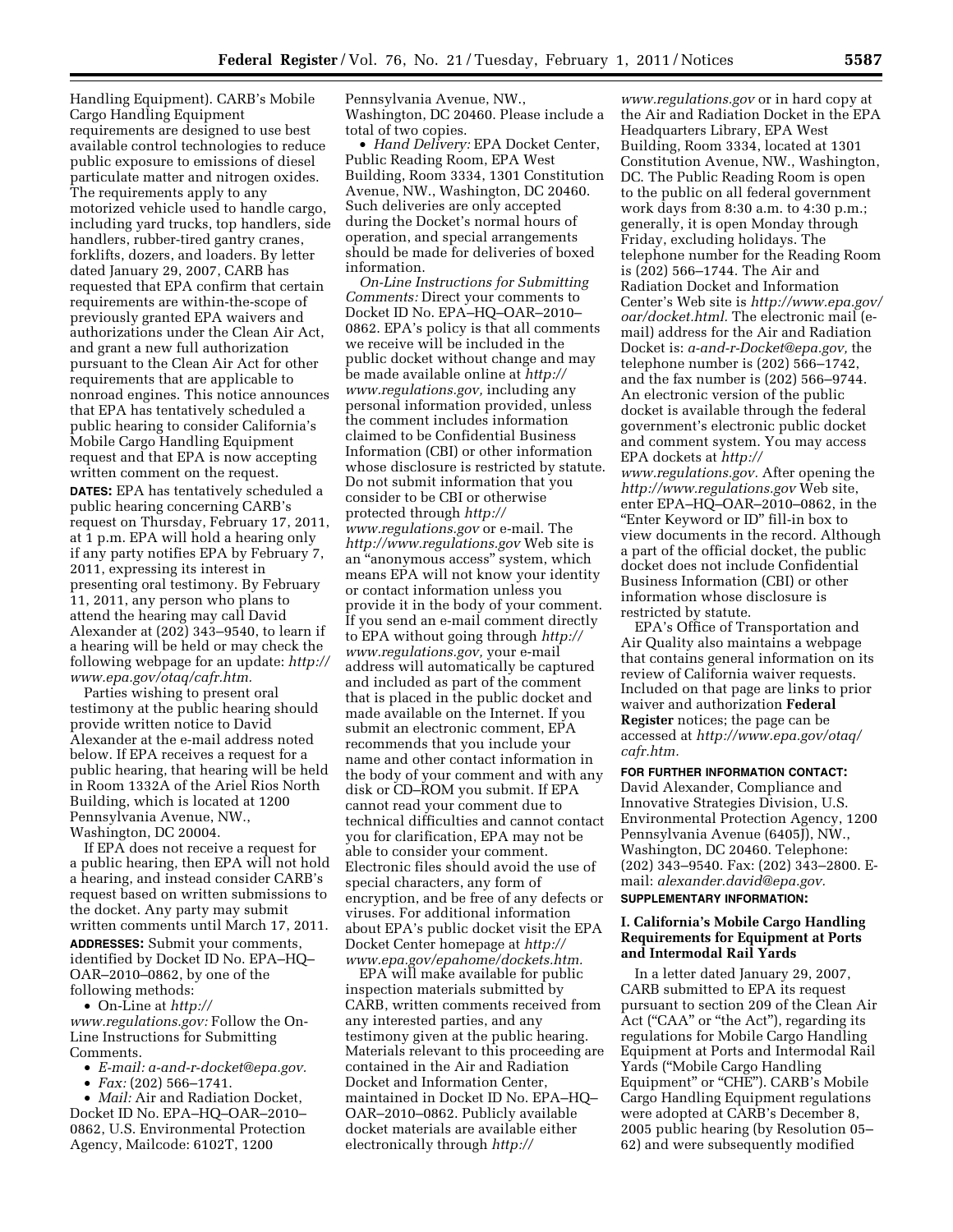Handling Equipment). CARB's Mobile Cargo Handling Equipment requirements are designed to use best available control technologies to reduce public exposure to emissions of diesel particulate matter and nitrogen oxides. The requirements apply to any motorized vehicle used to handle cargo, including yard trucks, top handlers, side handlers, rubber-tired gantry cranes, forklifts, dozers, and loaders. By letter dated January 29, 2007, CARB has requested that EPA confirm that certain requirements are within-the-scope of previously granted EPA waivers and authorizations under the Clean Air Act, and grant a new full authorization pursuant to the Clean Air Act for other requirements that are applicable to nonroad engines. This notice announces that EPA has tentatively scheduled a public hearing to consider California's Mobile Cargo Handling Equipment request and that EPA is now accepting written comment on the request.

**DATES:** EPA has tentatively scheduled a public hearing concerning CARB's request on Thursday, February 17, 2011, at 1 p.m. EPA will hold a hearing only if any party notifies EPA by February 7, 2011, expressing its interest in presenting oral testimony. By February 11, 2011, any person who plans to attend the hearing may call David Alexander at (202) 343–9540, to learn if a hearing will be held or may check the following webpage for an update: *http://www.epa.gov/otaq/cafr.htm.*

Parties wishing to present oral testimony at the public hearing should provide written notice to David Alexander at the e-mail address noted below. If EPA receives a request for a public hearing, that hearing will be held in Room 1332A of the Ariel Rios North Building, which is located at 1200 Pennsylvania Avenue, NW., Washington, DC 20004.

If EPA does not receive a request for a public hearing, then EPA will not hold a hearing, and instead consider CARB's request based on written submissions to the docket. Any party may submit written comments until March 17, 2011.

**ADDRESSES:** Submit your comments, identified by Docket ID No. EPA–HQ–OAR–2010–0862, by one of the following methods:

- On-Line at *http://www.regulations.gov:* Follow the On-Line Instructions for Submitting Comments.
- *E-mail: a-and-r-docket@epa.gov.*
- *Fax:* (202) 566–1741.
- *Mail:* Air and Radiation Docket, Docket ID No. EPA–HQ–OAR–2010–0862, U.S. Environmental Protection Agency, Mailcode: 6102T, 1200 Pennsylvania Avenue, NW., Washington, DC 20460. Please include a total of two copies.
- *Hand Delivery:* EPA Docket Center, Public Reading Room, EPA West Building, Room 3334, 1301 Constitution Avenue, NW., Washington, DC 20460. Such deliveries are only accepted during the Docket's normal hours of operation, and special arrangements should be made for deliveries of boxed information.

*On-Line Instructions for Submitting Comments:* Direct your comments to Docket ID No. EPA–HQ–OAR–2010–0862. EPA's policy is that all comments we receive will be included in the public docket without change and may be made available online at *http://www.regulations.gov,* including any personal information provided, unless the comment includes information claimed to be Confidential Business Information (CBI) or other information whose disclosure is restricted by statute. Do not submit information that you consider to be CBI or otherwise protected through *http://www.regulations.gov* or e-mail. The *http://www.regulations.gov* Web site is an "anonymous access" system, which means EPA will not know your identity or contact information unless you provide it in the body of your comment. If you send an e-mail comment directly to EPA without going through *http://www.regulations.gov,* your e-mail address will automatically be captured and included as part of the comment that is placed in the public docket and made available on the Internet. If you submit an electronic comment, EPA recommends that you include your name and other contact information in the body of your comment and with any disk or CD–ROM you submit. If EPA cannot read your comment due to technical difficulties and cannot contact you for clarification, EPA may not be able to consider your comment. Electronic files should avoid the use of special characters, any form of encryption, and be free of any defects or viruses. For additional information about EPA's public docket visit the EPA Docket Center homepage at *http://www.epa.gov/epahome/dockets.htm.*

EPA will make available for public inspection materials submitted by CARB, written comments received from any interested parties, and any testimony given at the public hearing. Materials relevant to this proceeding are contained in the Air and Radiation Docket and Information Center, maintained in Docket ID No. EPA–HQ–OAR–2010–0862. Publicly available docket materials are available either electronically through *http://www.regulations.gov* or in hard copy at the Air and Radiation Docket in the EPA Headquarters Library, EPA West Building, Room 3334, located at 1301 Constitution Avenue, NW., Washington, DC. The Public Reading Room is open to the public on all federal government work days from 8:30 a.m. to 4:30 p.m.; generally, it is open Monday through Friday, excluding holidays. The telephone number for the Reading Room is (202) 566–1744. The Air and Radiation Docket and Information Center's Web site is *http://www.epa.gov/oar/docket.html.* The electronic mail (e-mail) address for the Air and Radiation Docket is: *a-and-r-Docket@epa.gov,* the telephone number is (202) 566–1742, and the fax number is (202) 566–9744. An electronic version of the public docket is available through the federal government's electronic public docket and comment system. You may access EPA dockets at *http://www.regulations.gov.* After opening the *http://www.regulations.gov* Web site, enter EPA–HQ–OAR–2010–0862, in the "Enter Keyword or ID" fill-in box to view documents in the record. Although a part of the official docket, the public docket does not include Confidential Business Information (CBI) or other information whose disclosure is restricted by statute.

EPA's Office of Transportation and Air Quality also maintains a webpage that contains general information on its review of California waiver requests. Included on that page are links to prior waiver and authorization **Federal Register** notices; the page can be accessed at *http://www.epa.gov/otaq/cafr.htm.*

**FOR FURTHER INFORMATION CONTACT:** David Alexander, Compliance and Innovative Strategies Division, U.S. Environmental Protection Agency, 1200 Pennsylvania Avenue (6405J), NW., Washington, DC 20460. Telephone: (202) 343–9540. Fax: (202) 343–2800. E-mail: *alexander.david@epa.gov.*

**SUPPLEMENTARY INFORMATION:**

## I. California's Mobile Cargo Handling Requirements for Equipment at Ports and Intermodal Rail Yards

In a letter dated January 29, 2007, CARB submitted to EPA its request pursuant to section 209 of the Clean Air Act ("CAA" or "the Act"), regarding its regulations for Mobile Cargo Handling Equipment at Ports and Intermodal Rail Yards ("Mobile Cargo Handling Equipment" or "CHE"). CARB's Mobile Cargo Handling Equipment regulations were adopted at CARB's December 8, 2005 public hearing (by Resolution 05–62) and were subsequently modified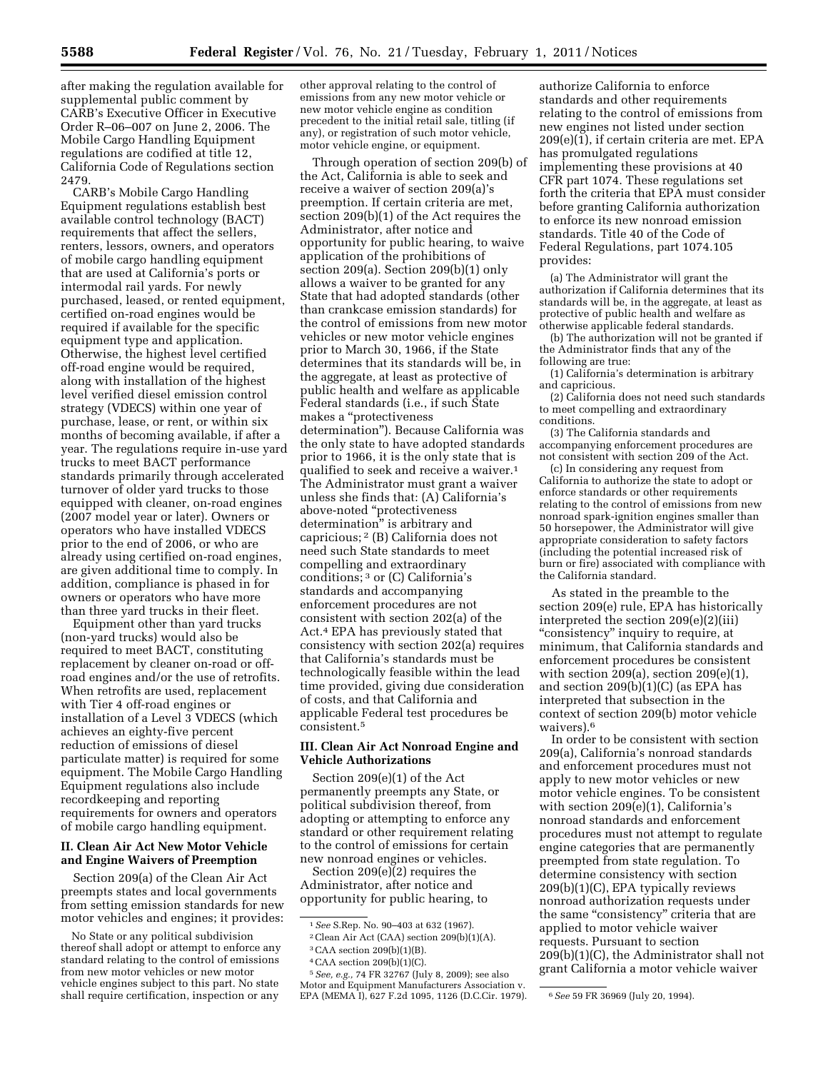after making the regulation available for supplemental public comment by CARB's Executive Officer in Executive Order R–06–007 on June 2, 2006. The Mobile Cargo Handling Equipment regulations are codified at title 12, California Code of Regulations section 2479.

CARB's Mobile Cargo Handling Equipment regulations establish best available control technology (BACT) requirements that affect the sellers, renters, lessors, owners, and operators of mobile cargo handling equipment that are used at California's ports or intermodal rail yards. For newly purchased, leased, or rented equipment, certified on-road engines would be required if available for the specific equipment type and application. Otherwise, the highest level certified off-road engine would be required, along with installation of the highest level verified diesel emission control strategy (VDECS) within one year of purchase, lease, or rent, or within six months of becoming available, if after a year. The regulations require in-use yard trucks to meet BACT performance standards primarily through accelerated turnover of older yard trucks to those equipped with cleaner, on-road engines (2007 model year or later). Owners or operators who have installed VDECS prior to the end of 2006, or who are already using certified on-road engines, are given additional time to comply. In addition, compliance is phased in for owners or operators who have more than three yard trucks in their fleet.

Equipment other than yard trucks (non-yard trucks) would also be required to meet BACT, constituting replacement by cleaner on-road or off-road engines and/or the use of retrofits. When retrofits are used, replacement with Tier 4 off-road engines or installation of a Level 3 VDECS (which achieves an eighty-five percent reduction of emissions of diesel particulate matter) is required for some equipment. The Mobile Cargo Handling Equipment regulations also include recordkeeping and reporting requirements for owners and operators of mobile cargo handling equipment.

## II. Clean Air Act New Motor Vehicle and Engine Waivers of Preemption

Section 209(a) of the Clean Air Act preempts states and local governments from setting emission standards for new motor vehicles and engines; it provides:

> No State or any political subdivision thereof shall adopt or attempt to enforce any standard relating to the control of emissions from new motor vehicles or new motor vehicle engines subject to this part. No state shall require certification, inspection or any other approval relating to the control of emissions from any new motor vehicle or new motor vehicle engine as condition precedent to the initial retail sale, titling (if any), or registration of such motor vehicle, motor vehicle engine, or equipment.

Through operation of section 209(b) of the Act, California is able to seek and receive a waiver of section 209(a)'s preemption. If certain criteria are met, section 209(b)(1) of the Act requires the Administrator, after notice and opportunity for public hearing, to waive application of the prohibitions of section 209(a). Section 209(b)(1) only allows a waiver to be granted for any State that had adopted standards (other than crankcase emission standards) for the control of emissions from new motor vehicles or new motor vehicle engines prior to March 30, 1966, if the State determines that its standards will be, in the aggregate, at least as protective of public health and welfare as applicable Federal standards (i.e., if such State makes a "protectiveness determination"). Because California was the only state to have adopted standards prior to 1966, it is the only state that is qualified to seek and receive a waiver.[1] The Administrator must grant a waiver unless she finds that: (A) California's above-noted "protectiveness determination" is arbitrary and capricious;[2] (B) California does not need such State standards to meet compelling and extraordinary conditions;[3] or (C) California's standards and accompanying enforcement procedures are not consistent with section 202(a) of the Act.[4] EPA has previously stated that consistency with section 202(a) requires that California's standards must be technologically feasible within the lead time provided, giving due consideration of costs, and that California and applicable Federal test procedures be consistent.[5]

## III. Clean Air Act Nonroad Engine and Vehicle Authorizations

Section 209(e)(1) of the Act permanently preempts any State, or political subdivision thereof, from adopting or attempting to enforce any standard or other requirement relating to the control of emissions for certain new nonroad engines or vehicles.

Section 209(e)(2) requires the Administrator, after notice and opportunity for public hearing, to authorize California to enforce standards and other requirements relating to the control of emissions from new engines not listed under section 209(e)(1), if certain criteria are met. EPA has promulgated regulations implementing these provisions at 40 CFR part 1074. These regulations set forth the criteria that EPA must consider before granting California authorization to enforce its new nonroad emission standards. Title 40 of the Code of Federal Regulations, part 1074.105 provides:

> (a) The Administrator will grant the authorization if California determines that its standards will be, in the aggregate, at least as protective of public health and welfare as otherwise applicable federal standards.
>
> (b) The authorization will not be granted if the Administrator finds that any of the following are true:
>
> (1) California's determination is arbitrary and capricious.
>
> (2) California does not need such standards to meet compelling and extraordinary conditions.
>
> (3) The California standards and accompanying enforcement procedures are not consistent with section 209 of the Act.
>
> (c) In considering any request from California to authorize the state to adopt or enforce standards or other requirements relating to the control of emissions from new nonroad spark-ignition engines smaller than 50 horsepower, the Administrator will give appropriate consideration to safety factors (including the potential increased risk of burn or fire) associated with compliance with the California standard.

As stated in the preamble to the section 209(e) rule, EPA has historically interpreted the section 209(e)(2)(iii) "consistency" inquiry to require, at minimum, that California standards and enforcement procedures be consistent with section 209(a), section 209(e)(1), and section 209(b)(1)(C) (as EPA has interpreted that subsection in the context of section 209(b) motor vehicle waivers).[6]

In order to be consistent with section 209(a), California's nonroad standards and enforcement procedures must not apply to new motor vehicles or new motor vehicle engines. To be consistent with section 209(e)(1), California's nonroad standards and enforcement procedures must not attempt to regulate engine categories that are permanently preempted from state regulation. To determine consistency with section 209(b)(1)(C), EPA typically reviews nonroad authorization requests under the same "consistency" criteria that are applied to motor vehicle waiver requests. Pursuant to section 209(b)(1)(C), the Administrator shall not grant California a motor vehicle waiver

---

[1] *See* S.Rep. No. 90–403 at 632 (1967).

[2] Clean Air Act (CAA) section 209(b)(1)(A).

[3] CAA section 209(b)(1)(B).

[4] CAA section 209(b)(1)(C).

[5] *See, e.g.,* 74 FR 32767 (July 8, 2009); see also Motor and Equipment Manufacturers Association v. EPA (MEMA I), 627 F.2d 1095, 1126 (D.C.Cir. 1979).

[6] *See* 59 FR 36969 (July 20, 1994).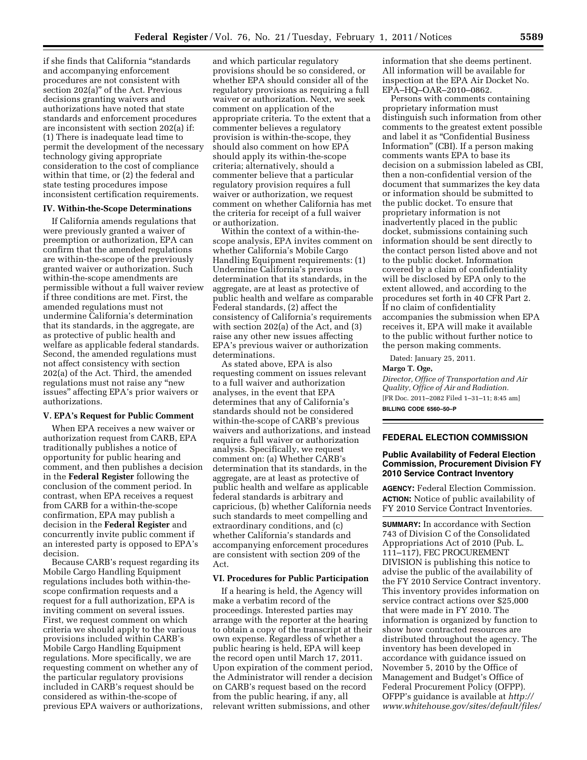if she finds that California "standards and accompanying enforcement procedures are not consistent with section 202(a)" of the Act. Previous decisions granting waivers and authorizations have noted that state standards and enforcement procedures are inconsistent with section 202(a) if: (1) There is inadequate lead time to permit the development of the necessary technology giving appropriate consideration to the cost of compliance within that time, or (2) the federal and state testing procedures impose inconsistent certification requirements.

## IV. Within-the-Scope Determinations

If California amends regulations that were previously granted a waiver of preemption or authorization, EPA can confirm that the amended regulations are within-the-scope of the previously granted waiver or authorization. Such within-the-scope amendments are permissible without a full waiver review if three conditions are met. First, the amended regulations must not undermine California's determination that its standards, in the aggregate, are as protective of public health and welfare as applicable federal standards. Second, the amended regulations must not affect consistency with section 202(a) of the Act. Third, the amended regulations must not raise any "new issues" affecting EPA's prior waivers or authorizations.

## V. EPA's Request for Public Comment

When EPA receives a new waiver or authorization request from CARB, EPA traditionally publishes a notice of opportunity for public hearing and comment, and then publishes a decision in the **Federal Register** following the conclusion of the comment period. In contrast, when EPA receives a request from CARB for a within-the-scope confirmation, EPA may publish a decision in the **Federal Register** and concurrently invite public comment if an interested party is opposed to EPA's decision.

Because CARB's request regarding its Mobile Cargo Handling Equipment regulations includes both within-the-scope confirmation requests and a request for a full authorization, EPA is inviting comment on several issues. First, we request comment on which criteria we should apply to the various provisions included within CARB's Mobile Cargo Handling Equipment regulations. More specifically, we are requesting comment on whether any of the particular regulatory provisions included in CARB's request should be considered as within-the-scope of previous EPA waivers or authorizations, and which particular regulatory provisions should be so considered, or whether EPA should consider all of the regulatory provisions as requiring a full waiver or authorization. Next, we seek comment on application of the appropriate criteria. To the extent that a commenter believes a regulatory provision is within-the-scope, they should also comment on how EPA should apply its within-the-scope criteria; alternatively, should a commenter believe that a particular regulatory provision requires a full waiver or authorization, we request comment on whether California has met the criteria for receipt of a full waiver or authorization.

Within the context of a within-the-scope analysis, EPA invites comment on whether California's Mobile Cargo Handling Equipment requirements: (1) Undermine California's previous determination that its standards, in the aggregate, are at least as protective of public health and welfare as comparable Federal standards, (2) affect the consistency of California's requirements with section 202(a) of the Act, and (3) raise any other new issues affecting EPA's previous waiver or authorization determinations.

As stated above, EPA is also requesting comment on issues relevant to a full waiver and authorization analyses, in the event that EPA determines that any of California's standards should not be considered within-the-scope of CARB's previous waivers and authorizations, and instead require a full waiver or authorization analysis. Specifically, we request comment on: (a) Whether CARB's determination that its standards, in the aggregate, are at least as protective of public health and welfare as applicable federal standards is arbitrary and capricious, (b) whether California needs such standards to meet compelling and extraordinary conditions, and (c) whether California's standards and accompanying enforcement procedures are consistent with section 209 of the Act.

## VI. Procedures for Public Participation

If a hearing is held, the Agency will make a verbatim record of the proceedings. Interested parties may arrange with the reporter at the hearing to obtain a copy of the transcript at their own expense. Regardless of whether a public hearing is held, EPA will keep the record open until March 17, 2011. Upon expiration of the comment period, the Administrator will render a decision on CARB's request based on the record from the public hearing, if any, all relevant written submissions, and other information that she deems pertinent. All information will be available for inspection at the EPA Air Docket No. EPA–HQ–OAR–2010–0862.

Persons with comments containing proprietary information must distinguish such information from other comments to the greatest extent possible and label it as "Confidential Business Information" (CBI). If a person making comments wants EPA to base its decision on a submission labeled as CBI, then a non-confidential version of the document that summarizes the key data or information should be submitted to the public docket. To ensure that proprietary information is not inadvertently placed in the public docket, submissions containing such information should be sent directly to the contact person listed above and not to the public docket. Information covered by a claim of confidentiality will be disclosed by EPA only to the extent allowed, and according to the procedures set forth in 40 CFR Part 2. If no claim of confidentiality accompanies the submission when EPA receives it, EPA will make it available to the public without further notice to the person making comments.

Dated: January 25, 2011.

**Margo T. Oge,**

*Director, Office of Transportation and Air Quality, Office of Air and Radiation.*

[FR Doc. 2011–2082 Filed 1–31–11; 8:45 am]

**BILLING CODE 6560–50–P**

---

## FEDERAL ELECTION COMMISSION

### Public Availability of Federal Election Commission, Procurement Division FY 2010 Service Contract Inventory

**AGENCY:** Federal Election Commission.

**ACTION:** Notice of public availability of FY 2010 Service Contract Inventories.

**SUMMARY:** In accordance with Section 743 of Division C of the Consolidated Appropriations Act of 2010 (Pub. L. 111–117), FEC PROCUREMENT DIVISION is publishing this notice to advise the public of the availability of the FY 2010 Service Contract inventory. This inventory provides information on service contract actions over $25,000 that were made in FY 2010. The information is organized by function to show how contracted resources are distributed throughout the agency. The inventory has been developed in accordance with guidance issued on November 5, 2010 by the Office of Management and Budget's Office of Federal Procurement Policy (OFPP). OFPP's guidance is available at *http://www.whitehouse.gov/sites/default/files/*